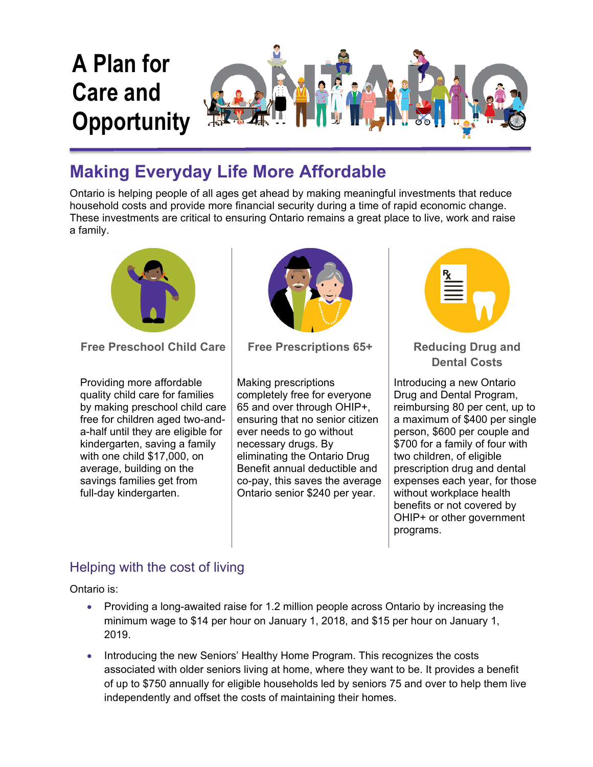# A Plan for Care and Opportunity

## Making Everyday Life More Affordable

Ontario is helping people of all ages get ahead by making meaningful investments that reduce household costs and provide more financial security during a time of rapid economic change. These investments are critical to ensuring Ontario remains a great place to live, work and raise a family.

### Free Preschool Child Care

Providing more affordable quality child care for families by making preschool child care free for children aged two-and-a-half until they are eligible for kindergarten, saving a family with one child $17,000, on average, building on the savings families get from full-day kindergarten.

### Free Prescriptions 65+

Making prescriptions completely free for everyone 65 and over through OHIP+, ensuring that no senior citizen ever needs to go without necessary drugs. By eliminating the Ontario Drug Benefit annual deductible and co-pay, this saves the average Ontario senior $240 per year.

### Reducing Drug and Dental Costs

Introducing a new Ontario Drug and Dental Program, reimbursing 80 per cent, up to a maximum of $400 per single person, $600 per couple and $700 for a family of four with two children, of eligible prescription drug and dental expenses each year, for those without workplace health benefits or not covered by OHIP+ or other government programs.

## Helping with the cost of living

Ontario is:

- Providing a long-awaited raise for 1.2 million people across Ontario by increasing the minimum wage to $14 per hour on January 1, 2018, and $15 per hour on January 1, 2019.
- Introducing the new Seniors' Healthy Home Program. This recognizes the costs associated with older seniors living at home, where they want to be. It provides a benefit of up to $750 annually for eligible households led by seniors 75 and over to help them live independently and offset the costs of maintaining their homes.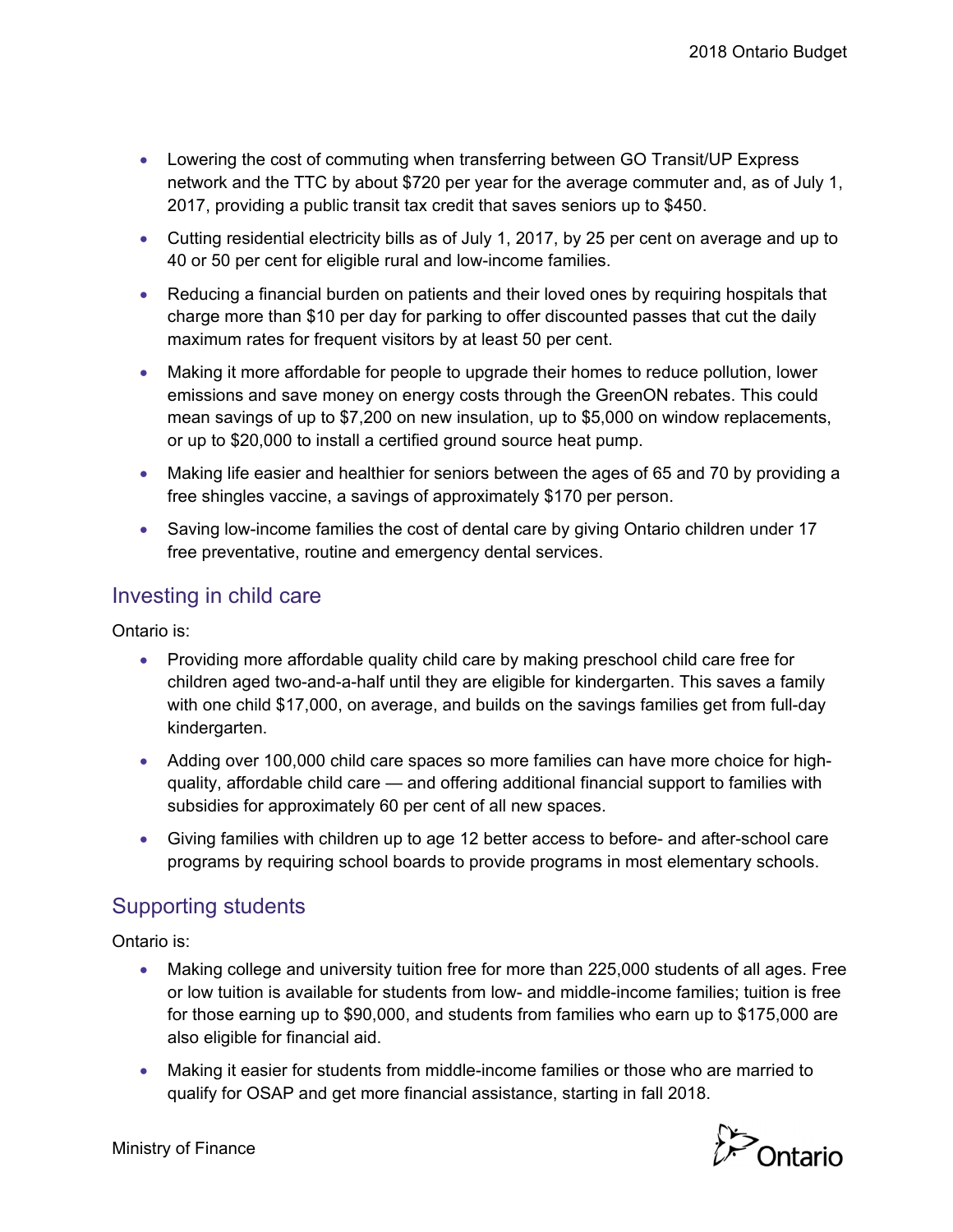- Lowering the cost of commuting when transferring between GO Transit/UP Express network and the TTC by about $720 per year for the average commuter and, as of July 1, 2017, providing a public transit tax credit that saves seniors up to $450.
- Cutting residential electricity bills as of July 1, 2017, by 25 per cent on average and up to 40 or 50 per cent for eligible rural and low-income families.
- Reducing a financial burden on patients and their loved ones by requiring hospitals that charge more than $10 per day for parking to offer discounted passes that cut the daily maximum rates for frequent visitors by at least 50 per cent.
- Making it more affordable for people to upgrade their homes to reduce pollution, lower emissions and save money on energy costs through the GreenON rebates. This could mean savings of up to $7,200 on new insulation, up to $5,000 on window replacements, or up to $20,000 to install a certified ground source heat pump.
- Making life easier and healthier for seniors between the ages of 65 and 70 by providing a free shingles vaccine, a savings of approximately $170 per person.
- Saving low-income families the cost of dental care by giving Ontario children under 17 free preventative, routine and emergency dental services.

## Investing in child care

Ontario is:

- Providing more affordable quality child care by making preschool child care free for children aged two-and-a-half until they are eligible for kindergarten. This saves a family with one child $17,000, on average, and builds on the savings families get from full-day kindergarten.
- Adding over 100,000 child care spaces so more families can have more choice for high-quality, affordable child care — and offering additional financial support to families with subsidies for approximately 60 per cent of all new spaces.
- Giving families with children up to age 12 better access to before- and after-school care programs by requiring school boards to provide programs in most elementary schools.

## Supporting students

Ontario is:

- Making college and university tuition free for more than 225,000 students of all ages. Free or low tuition is available for students from low- and middle-income families; tuition is free for those earning up to $90,000, and students from families who earn up to $175,000 are also eligible for financial aid.
- Making it easier for students from middle-income families or those who are married to qualify for OSAP and get more financial assistance, starting in fall 2018.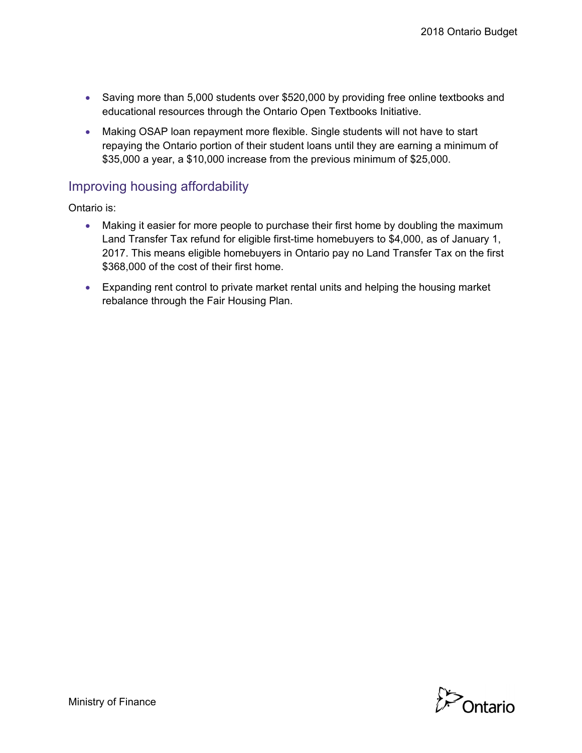- Saving more than 5,000 students over $520,000 by providing free online textbooks and educational resources through the Ontario Open Textbooks Initiative.
- Making OSAP loan repayment more flexible. Single students will not have to start repaying the Ontario portion of their student loans until they are earning a minimum of $35,000 a year, a $10,000 increase from the previous minimum of $25,000.

## Improving housing affordability

Ontario is:

- Making it easier for more people to purchase their first home by doubling the maximum Land Transfer Tax refund for eligible first-time homebuyers to $4,000, as of January 1, 2017. This means eligible homebuyers in Ontario pay no Land Transfer Tax on the first $368,000 of the cost of their first home.
- Expanding rent control to private market rental units and helping the housing market rebalance through the Fair Housing Plan.